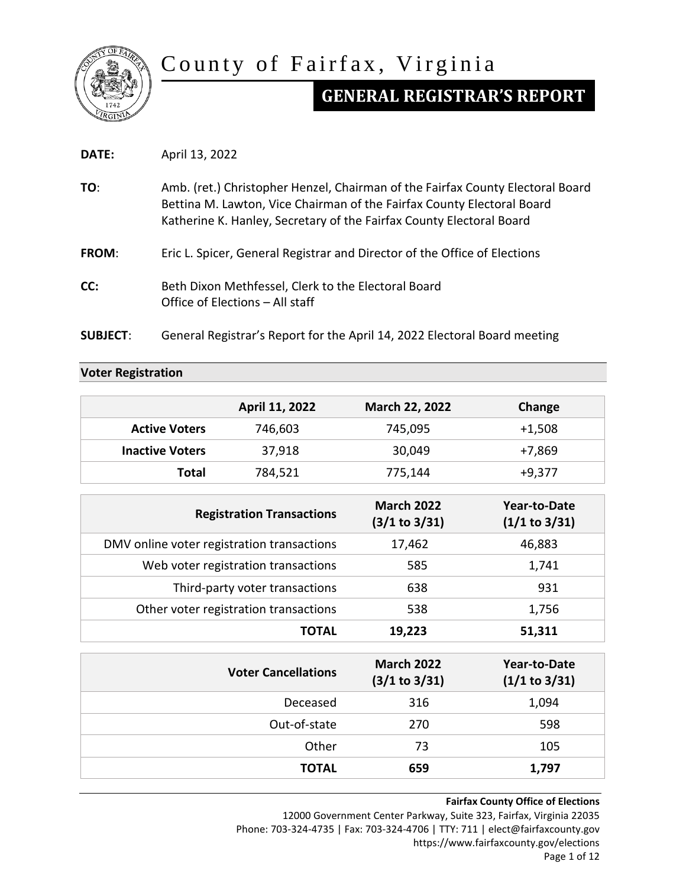# County of Fairfax, Virginia

## GENERAL REGISTRAR'S REPORT

**DATE:** April 13, 2022

**TO**: Amb. (ret.) Christopher Henzel, Chairman of the Fairfax County Electoral Board
Bettina M. Lawton, Vice Chairman of the Fairfax County Electoral Board
Katherine K. Hanley, Secretary of the Fairfax County Electoral Board

**FROM**: Eric L. Spicer, General Registrar and Director of the Office of Elections

**CC:** Beth Dixon Methfessel, Clerk to the Electoral Board
Office of Elections – All staff

**SUBJECT**: General Registrar's Report for the April 14, 2022 Electoral Board meeting

### Voter Registration

| | April 11, 2022 | March 22, 2022 | Change |
|---|---|---|---|
| **Active Voters** | 746,603 | 745,095 | +1,508 |
| **Inactive Voters** | 37,918 | 30,049 | +7,869 |
| **Total** | 784,521 | 775,144 | +9,377 |

| Registration Transactions | March 2022 (3/1 to 3/31) | Year-to-Date (1/1 to 3/31) |
|---|---|---|
| DMV online voter registration transactions | 17,462 | 46,883 |
| Web voter registration transactions | 585 | 1,741 |
| Third-party voter transactions | 638 | 931 |
| Other voter registration transactions | 538 | 1,756 |
| **TOTAL** | **19,223** | **51,311** |

| Voter Cancellations | March 2022 (3/1 to 3/31) | Year-to-Date (1/1 to 3/31) |
|---|---|---|
| Deceased | 316 | 1,094 |
| Out-of-state | 270 | 598 |
| Other | 73 | 105 |
| **TOTAL** | **659** | **1,797** |

**Fairfax County Office of Elections**
12000 Government Center Parkway, Suite 323, Fairfax, Virginia 22035
Phone: 703-324-4735 | Fax: 703-324-4706 | TTY: 711 | elect@fairfaxcounty.gov
https://www.fairfaxcounty.gov/elections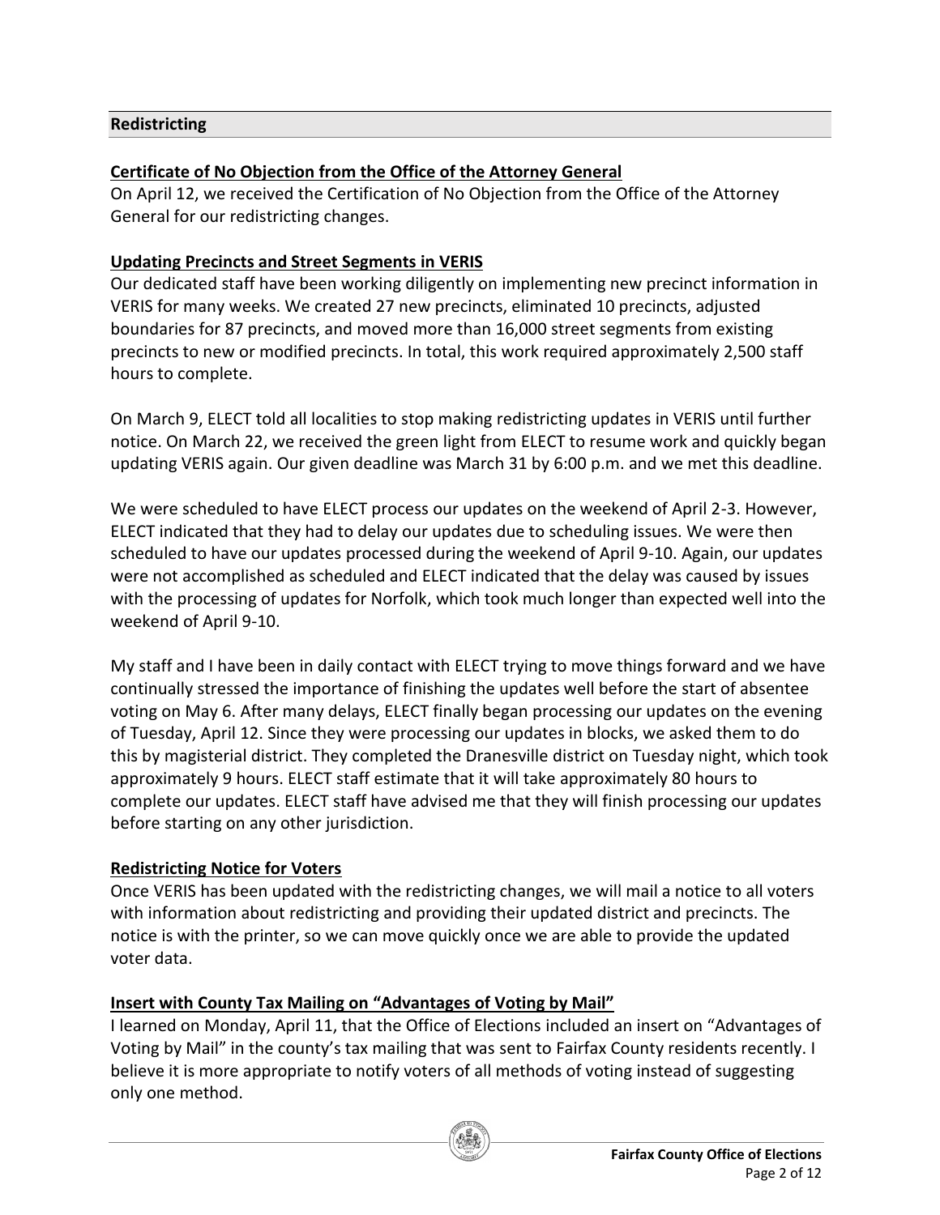## Redistricting

### Certificate of No Objection from the Office of the Attorney General

On April 12, we received the Certification of No Objection from the Office of the Attorney General for our redistricting changes.

### Updating Precincts and Street Segments in VERIS

Our dedicated staff have been working diligently on implementing new precinct information in VERIS for many weeks. We created 27 new precincts, eliminated 10 precincts, adjusted boundaries for 87 precincts, and moved more than 16,000 street segments from existing precincts to new or modified precincts. In total, this work required approximately 2,500 staff hours to complete.

On March 9, ELECT told all localities to stop making redistricting updates in VERIS until further notice. On March 22, we received the green light from ELECT to resume work and quickly began updating VERIS again. Our given deadline was March 31 by 6:00 p.m. and we met this deadline.

We were scheduled to have ELECT process our updates on the weekend of April 2-3. However, ELECT indicated that they had to delay our updates due to scheduling issues. We were then scheduled to have our updates processed during the weekend of April 9-10. Again, our updates were not accomplished as scheduled and ELECT indicated that the delay was caused by issues with the processing of updates for Norfolk, which took much longer than expected well into the weekend of April 9-10.

My staff and I have been in daily contact with ELECT trying to move things forward and we have continually stressed the importance of finishing the updates well before the start of absentee voting on May 6. After many delays, ELECT finally began processing our updates on the evening of Tuesday, April 12. Since they were processing our updates in blocks, we asked them to do this by magisterial district. They completed the Dranesville district on Tuesday night, which took approximately 9 hours. ELECT staff estimate that it will take approximately 80 hours to complete our updates. ELECT staff have advised me that they will finish processing our updates before starting on any other jurisdiction.

### Redistricting Notice for Voters

Once VERIS has been updated with the redistricting changes, we will mail a notice to all voters with information about redistricting and providing their updated district and precincts. The notice is with the printer, so we can move quickly once we are able to provide the updated voter data.

### Insert with County Tax Mailing on "Advantages of Voting by Mail"

I learned on Monday, April 11, that the Office of Elections included an insert on "Advantages of Voting by Mail" in the county's tax mailing that was sent to Fairfax County residents recently. I believe it is more appropriate to notify voters of all methods of voting instead of suggesting only one method.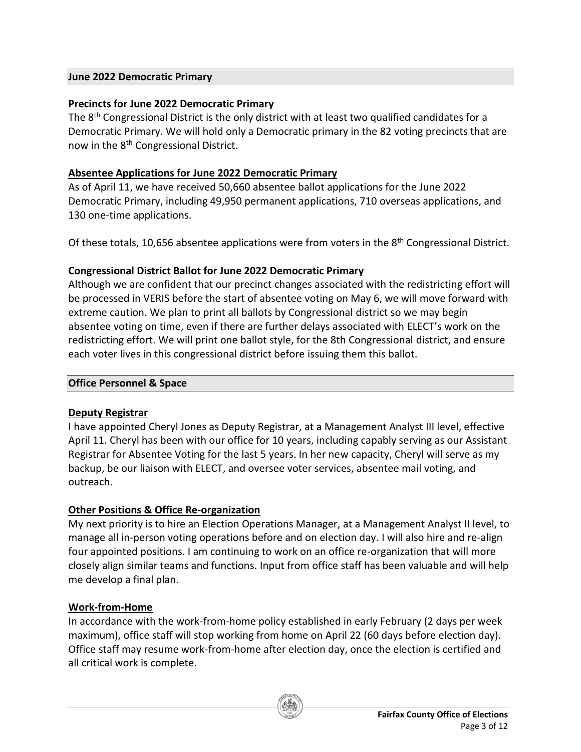## June 2022 Democratic Primary

### Precincts for June 2022 Democratic Primary

The 8th Congressional District is the only district with at least two qualified candidates for a Democratic Primary. We will hold only a Democratic primary in the 82 voting precincts that are now in the 8th Congressional District.

### Absentee Applications for June 2022 Democratic Primary

As of April 11, we have received 50,660 absentee ballot applications for the June 2022 Democratic Primary, including 49,950 permanent applications, 710 overseas applications, and 130 one-time applications.

Of these totals, 10,656 absentee applications were from voters in the 8th Congressional District.

### Congressional District Ballot for June 2022 Democratic Primary

Although we are confident that our precinct changes associated with the redistricting effort will be processed in VERIS before the start of absentee voting on May 6, we will move forward with extreme caution. We plan to print all ballots by Congressional district so we may begin absentee voting on time, even if there are further delays associated with ELECT's work on the redistricting effort. We will print one ballot style, for the 8th Congressional district, and ensure each voter lives in this congressional district before issuing them this ballot.

## Office Personnel & Space

### Deputy Registrar

I have appointed Cheryl Jones as Deputy Registrar, at a Management Analyst III level, effective April 11. Cheryl has been with our office for 10 years, including capably serving as our Assistant Registrar for Absentee Voting for the last 5 years. In her new capacity, Cheryl will serve as my backup, be our liaison with ELECT, and oversee voter services, absentee mail voting, and outreach.

### Other Positions & Office Re-organization

My next priority is to hire an Election Operations Manager, at a Management Analyst II level, to manage all in-person voting operations before and on election day. I will also hire and re-align four appointed positions. I am continuing to work on an office re-organization that will more closely align similar teams and functions. Input from office staff has been valuable and will help me develop a final plan.

### Work-from-Home

In accordance with the work-from-home policy established in early February (2 days per week maximum), office staff will stop working from home on April 22 (60 days before election day). Office staff may resume work-from-home after election day, once the election is certified and all critical work is complete.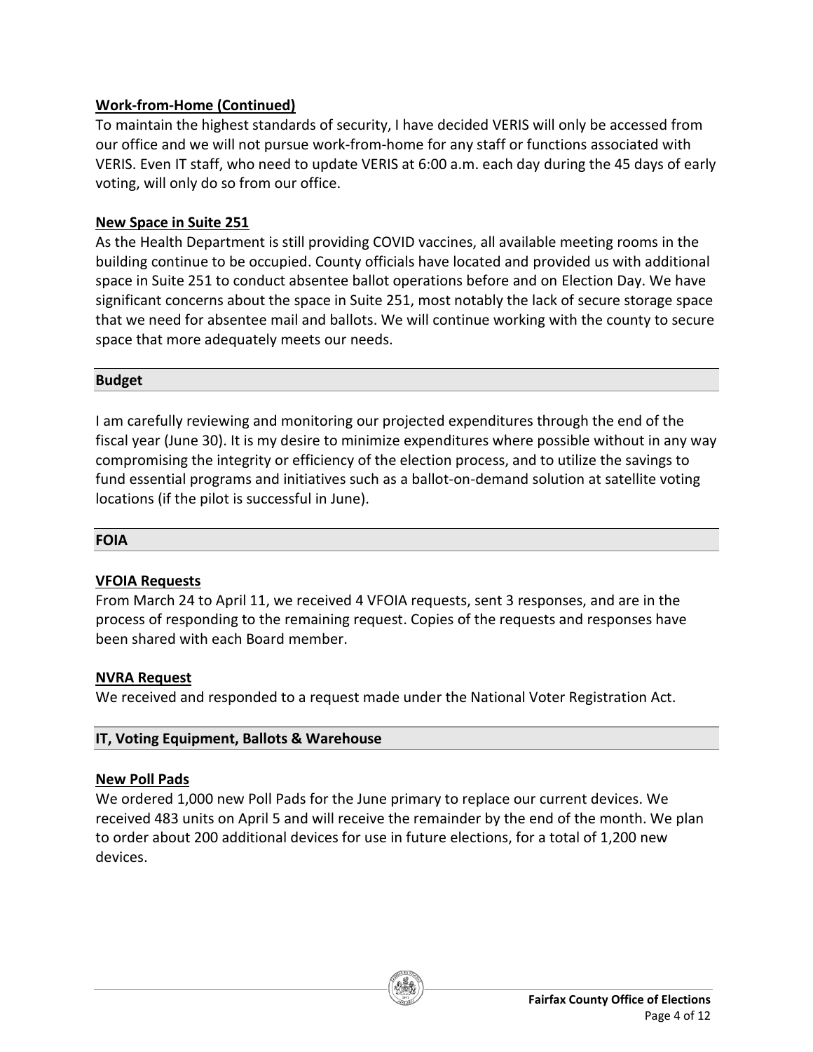### Work-from-Home (Continued)

To maintain the highest standards of security, I have decided VERIS will only be accessed from our office and we will not pursue work-from-home for any staff or functions associated with VERIS. Even IT staff, who need to update VERIS at 6:00 a.m. each day during the 45 days of early voting, will only do so from our office.

### New Space in Suite 251

As the Health Department is still providing COVID vaccines, all available meeting rooms in the building continue to be occupied. County officials have located and provided us with additional space in Suite 251 to conduct absentee ballot operations before and on Election Day. We have significant concerns about the space in Suite 251, most notably the lack of secure storage space that we need for absentee mail and ballots. We will continue working with the county to secure space that more adequately meets our needs.

## Budget

I am carefully reviewing and monitoring our projected expenditures through the end of the fiscal year (June 30). It is my desire to minimize expenditures where possible without in any way compromising the integrity or efficiency of the election process, and to utilize the savings to fund essential programs and initiatives such as a ballot-on-demand solution at satellite voting locations (if the pilot is successful in June).

## FOIA

### VFOIA Requests

From March 24 to April 11, we received 4 VFOIA requests, sent 3 responses, and are in the process of responding to the remaining request. Copies of the requests and responses have been shared with each Board member.

### NVRA Request

We received and responded to a request made under the National Voter Registration Act.

## IT, Voting Equipment, Ballots & Warehouse

### New Poll Pads

We ordered 1,000 new Poll Pads for the June primary to replace our current devices. We received 483 units on April 5 and will receive the remainder by the end of the month. We plan to order about 200 additional devices for use in future elections, for a total of 1,200 new devices.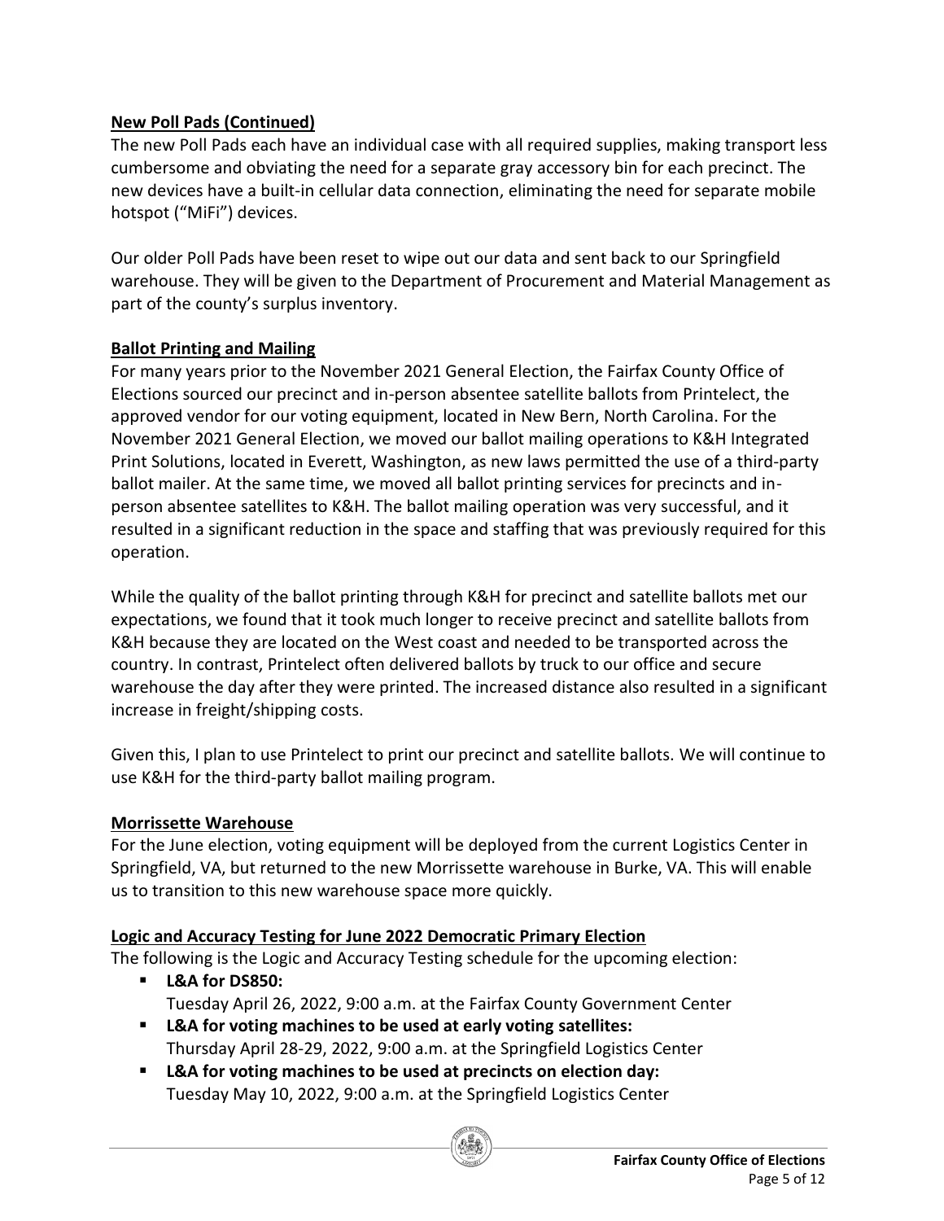## New Poll Pads (Continued)

The new Poll Pads each have an individual case with all required supplies, making transport less cumbersome and obviating the need for a separate gray accessory bin for each precinct. The new devices have a built-in cellular data connection, eliminating the need for separate mobile hotspot ("MiFi") devices.

Our older Poll Pads have been reset to wipe out our data and sent back to our Springfield warehouse. They will be given to the Department of Procurement and Material Management as part of the county's surplus inventory.

## Ballot Printing and Mailing

For many years prior to the November 2021 General Election, the Fairfax County Office of Elections sourced our precinct and in-person absentee satellite ballots from Printelect, the approved vendor for our voting equipment, located in New Bern, North Carolina. For the November 2021 General Election, we moved our ballot mailing operations to K&H Integrated Print Solutions, located in Everett, Washington, as new laws permitted the use of a third-party ballot mailer. At the same time, we moved all ballot printing services for precincts and in-person absentee satellites to K&H. The ballot mailing operation was very successful, and it resulted in a significant reduction in the space and staffing that was previously required for this operation.

While the quality of the ballot printing through K&H for precinct and satellite ballots met our expectations, we found that it took much longer to receive precinct and satellite ballots from K&H because they are located on the West coast and needed to be transported across the country. In contrast, Printelect often delivered ballots by truck to our office and secure warehouse the day after they were printed. The increased distance also resulted in a significant increase in freight/shipping costs.

Given this, I plan to use Printelect to print our precinct and satellite ballots. We will continue to use K&H for the third-party ballot mailing program.

## Morrissette Warehouse

For the June election, voting equipment will be deployed from the current Logistics Center in Springfield, VA, but returned to the new Morrissette warehouse in Burke, VA. This will enable us to transition to this new warehouse space more quickly.

## Logic and Accuracy Testing for June 2022 Democratic Primary Election

The following is the Logic and Accuracy Testing schedule for the upcoming election:

- **L&A for DS850:**
  Tuesday April 26, 2022, 9:00 a.m. at the Fairfax County Government Center
- **L&A for voting machines to be used at early voting satellites:**
  Thursday April 28-29, 2022, 9:00 a.m. at the Springfield Logistics Center
- **L&A for voting machines to be used at precincts on election day:**
  Tuesday May 10, 2022, 9:00 a.m. at the Springfield Logistics Center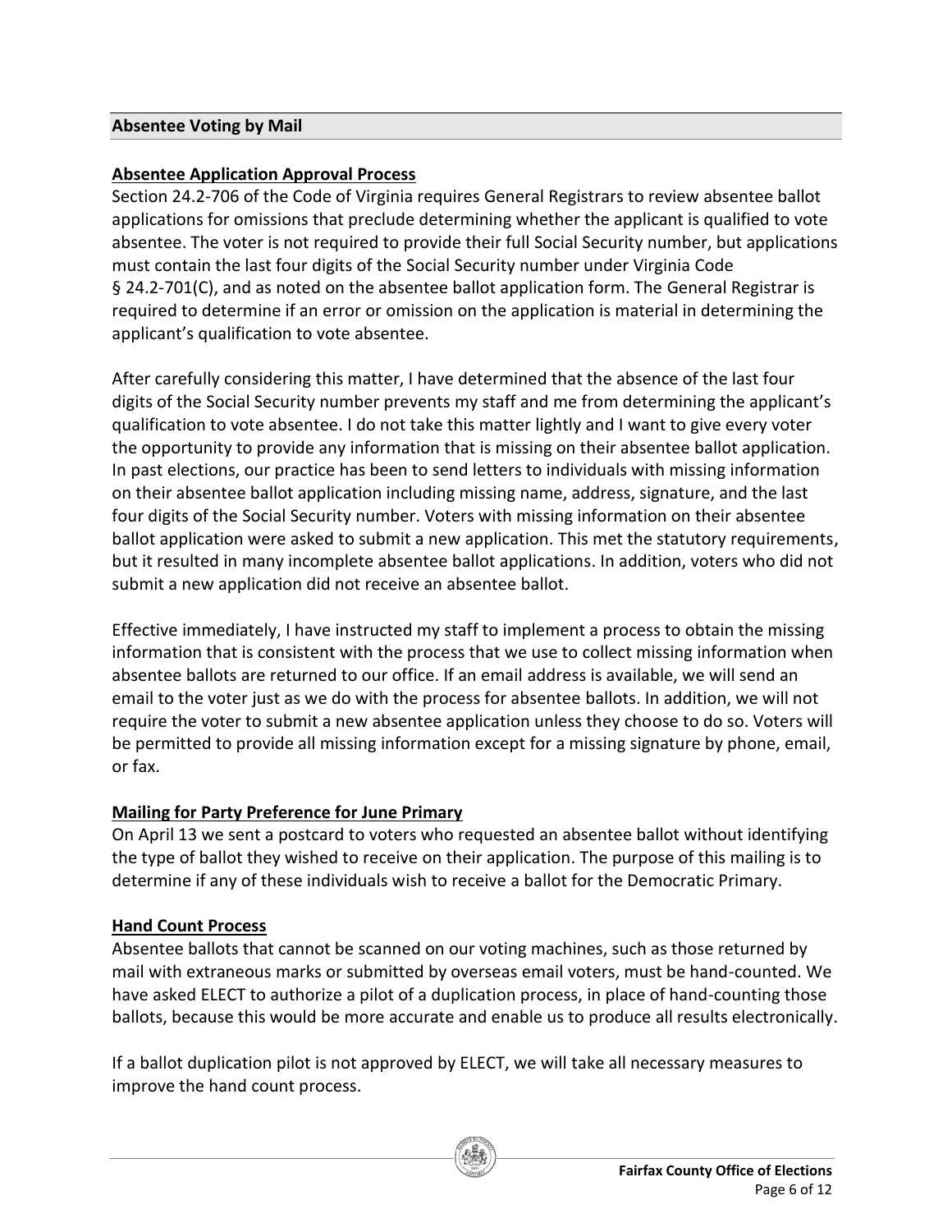## Absentee Voting by Mail

### Absentee Application Approval Process

Section 24.2-706 of the Code of Virginia requires General Registrars to review absentee ballot applications for omissions that preclude determining whether the applicant is qualified to vote absentee. The voter is not required to provide their full Social Security number, but applications must contain the last four digits of the Social Security number under Virginia Code § 24.2-701(C), and as noted on the absentee ballot application form. The General Registrar is required to determine if an error or omission on the application is material in determining the applicant's qualification to vote absentee.

After carefully considering this matter, I have determined that the absence of the last four digits of the Social Security number prevents my staff and me from determining the applicant's qualification to vote absentee. I do not take this matter lightly and I want to give every voter the opportunity to provide any information that is missing on their absentee ballot application. In past elections, our practice has been to send letters to individuals with missing information on their absentee ballot application including missing name, address, signature, and the last four digits of the Social Security number. Voters with missing information on their absentee ballot application were asked to submit a new application. This met the statutory requirements, but it resulted in many incomplete absentee ballot applications. In addition, voters who did not submit a new application did not receive an absentee ballot.

Effective immediately, I have instructed my staff to implement a process to obtain the missing information that is consistent with the process that we use to collect missing information when absentee ballots are returned to our office. If an email address is available, we will send an email to the voter just as we do with the process for absentee ballots. In addition, we will not require the voter to submit a new absentee application unless they choose to do so. Voters will be permitted to provide all missing information except for a missing signature by phone, email, or fax.

### Mailing for Party Preference for June Primary

On April 13 we sent a postcard to voters who requested an absentee ballot without identifying the type of ballot they wished to receive on their application. The purpose of this mailing is to determine if any of these individuals wish to receive a ballot for the Democratic Primary.

### Hand Count Process

Absentee ballots that cannot be scanned on our voting machines, such as those returned by mail with extraneous marks or submitted by overseas email voters, must be hand-counted. We have asked ELECT to authorize a pilot of a duplication process, in place of hand-counting those ballots, because this would be more accurate and enable us to produce all results electronically.

If a ballot duplication pilot is not approved by ELECT, we will take all necessary measures to improve the hand count process.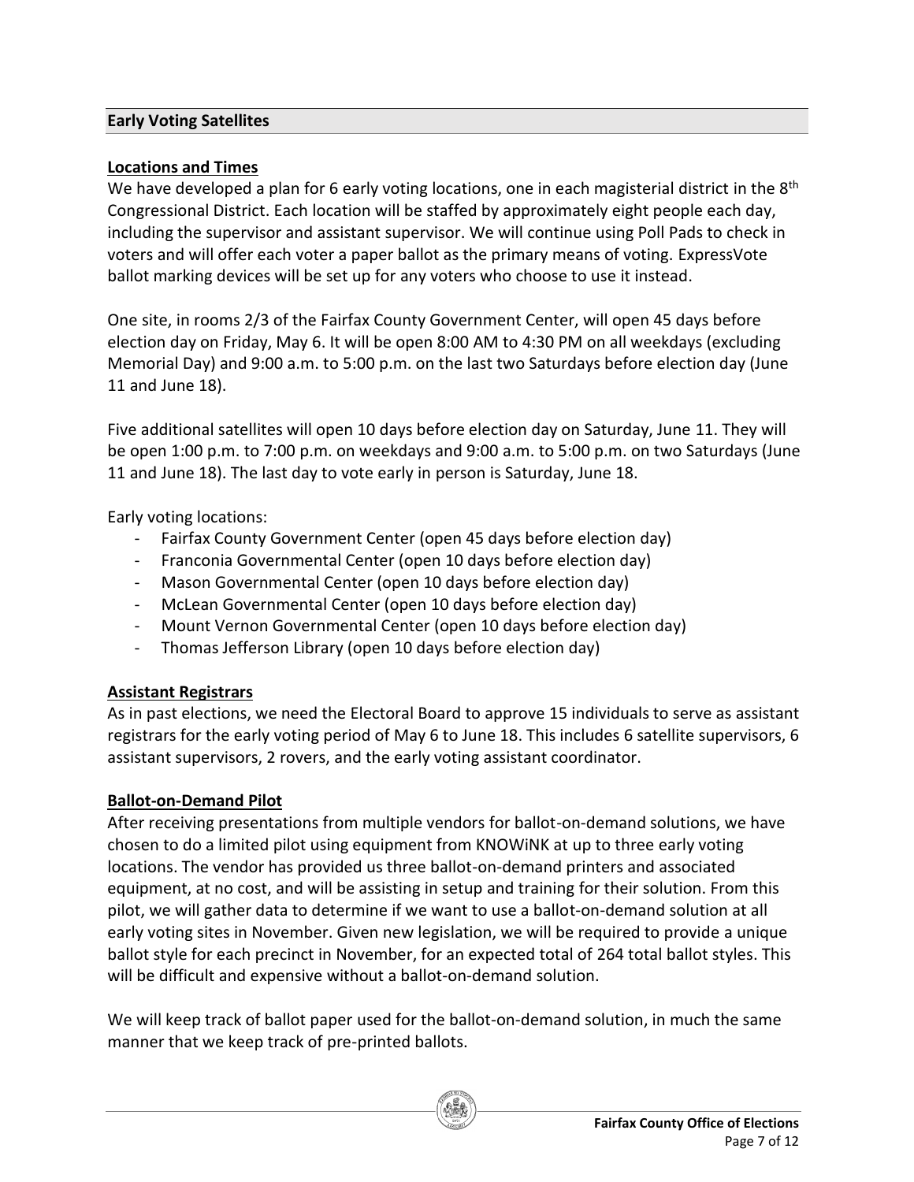## Early Voting Satellites

### Locations and Times

We have developed a plan for 6 early voting locations, one in each magisterial district in the 8th Congressional District. Each location will be staffed by approximately eight people each day, including the supervisor and assistant supervisor. We will continue using Poll Pads to check in voters and will offer each voter a paper ballot as the primary means of voting. ExpressVote ballot marking devices will be set up for any voters who choose to use it instead.

One site, in rooms 2/3 of the Fairfax County Government Center, will open 45 days before election day on Friday, May 6. It will be open 8:00 AM to 4:30 PM on all weekdays (excluding Memorial Day) and 9:00 a.m. to 5:00 p.m. on the last two Saturdays before election day (June 11 and June 18).

Five additional satellites will open 10 days before election day on Saturday, June 11. They will be open 1:00 p.m. to 7:00 p.m. on weekdays and 9:00 a.m. to 5:00 p.m. on two Saturdays (June 11 and June 18). The last day to vote early in person is Saturday, June 18.

Early voting locations:

- Fairfax County Government Center (open 45 days before election day)
- Franconia Governmental Center (open 10 days before election day)
- Mason Governmental Center (open 10 days before election day)
- McLean Governmental Center (open 10 days before election day)
- Mount Vernon Governmental Center (open 10 days before election day)
- Thomas Jefferson Library (open 10 days before election day)

### Assistant Registrars

As in past elections, we need the Electoral Board to approve 15 individuals to serve as assistant registrars for the early voting period of May 6 to June 18. This includes 6 satellite supervisors, 6 assistant supervisors, 2 rovers, and the early voting assistant coordinator.

### Ballot-on-Demand Pilot

After receiving presentations from multiple vendors for ballot-on-demand solutions, we have chosen to do a limited pilot using equipment from KNOWiNK at up to three early voting locations. The vendor has provided us three ballot-on-demand printers and associated equipment, at no cost, and will be assisting in setup and training for their solution. From this pilot, we will gather data to determine if we want to use a ballot-on-demand solution at all early voting sites in November. Given new legislation, we will be required to provide a unique ballot style for each precinct in November, for an expected total of 264 total ballot styles. This will be difficult and expensive without a ballot-on-demand solution.

We will keep track of ballot paper used for the ballot-on-demand solution, in much the same manner that we keep track of pre-printed ballots.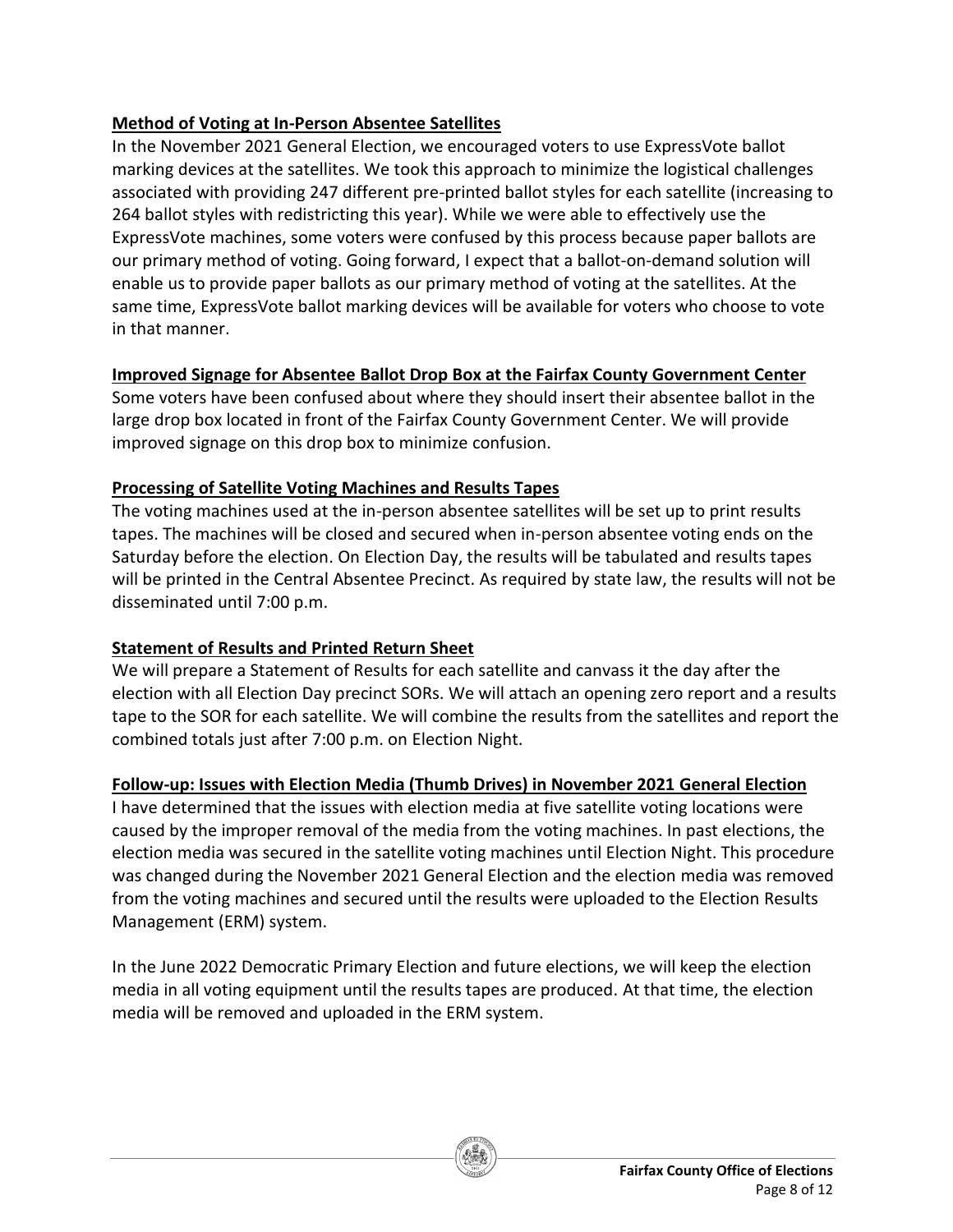**Method of Voting at In-Person Absentee Satellites**

In the November 2021 General Election, we encouraged voters to use ExpressVote ballot marking devices at the satellites. We took this approach to minimize the logistical challenges associated with providing 247 different pre-printed ballot styles for each satellite (increasing to 264 ballot styles with redistricting this year). While we were able to effectively use the ExpressVote machines, some voters were confused by this process because paper ballots are our primary method of voting. Going forward, I expect that a ballot-on-demand solution will enable us to provide paper ballots as our primary method of voting at the satellites. At the same time, ExpressVote ballot marking devices will be available for voters who choose to vote in that manner.

**Improved Signage for Absentee Ballot Drop Box at the Fairfax County Government Center**

Some voters have been confused about where they should insert their absentee ballot in the large drop box located in front of the Fairfax County Government Center. We will provide improved signage on this drop box to minimize confusion.

**Processing of Satellite Voting Machines and Results Tapes**

The voting machines used at the in-person absentee satellites will be set up to print results tapes. The machines will be closed and secured when in-person absentee voting ends on the Saturday before the election. On Election Day, the results will be tabulated and results tapes will be printed in the Central Absentee Precinct. As required by state law, the results will not be disseminated until 7:00 p.m.

**Statement of Results and Printed Return Sheet**

We will prepare a Statement of Results for each satellite and canvass it the day after the election with all Election Day precinct SORs. We will attach an opening zero report and a results tape to the SOR for each satellite. We will combine the results from the satellites and report the combined totals just after 7:00 p.m. on Election Night.

**Follow-up: Issues with Election Media (Thumb Drives) in November 2021 General Election**

I have determined that the issues with election media at five satellite voting locations were caused by the improper removal of the media from the voting machines. In past elections, the election media was secured in the satellite voting machines until Election Night. This procedure was changed during the November 2021 General Election and the election media was removed from the voting machines and secured until the results were uploaded to the Election Results Management (ERM) system.

In the June 2022 Democratic Primary Election and future elections, we will keep the election media in all voting equipment until the results tapes are produced. At that time, the election media will be removed and uploaded in the ERM system.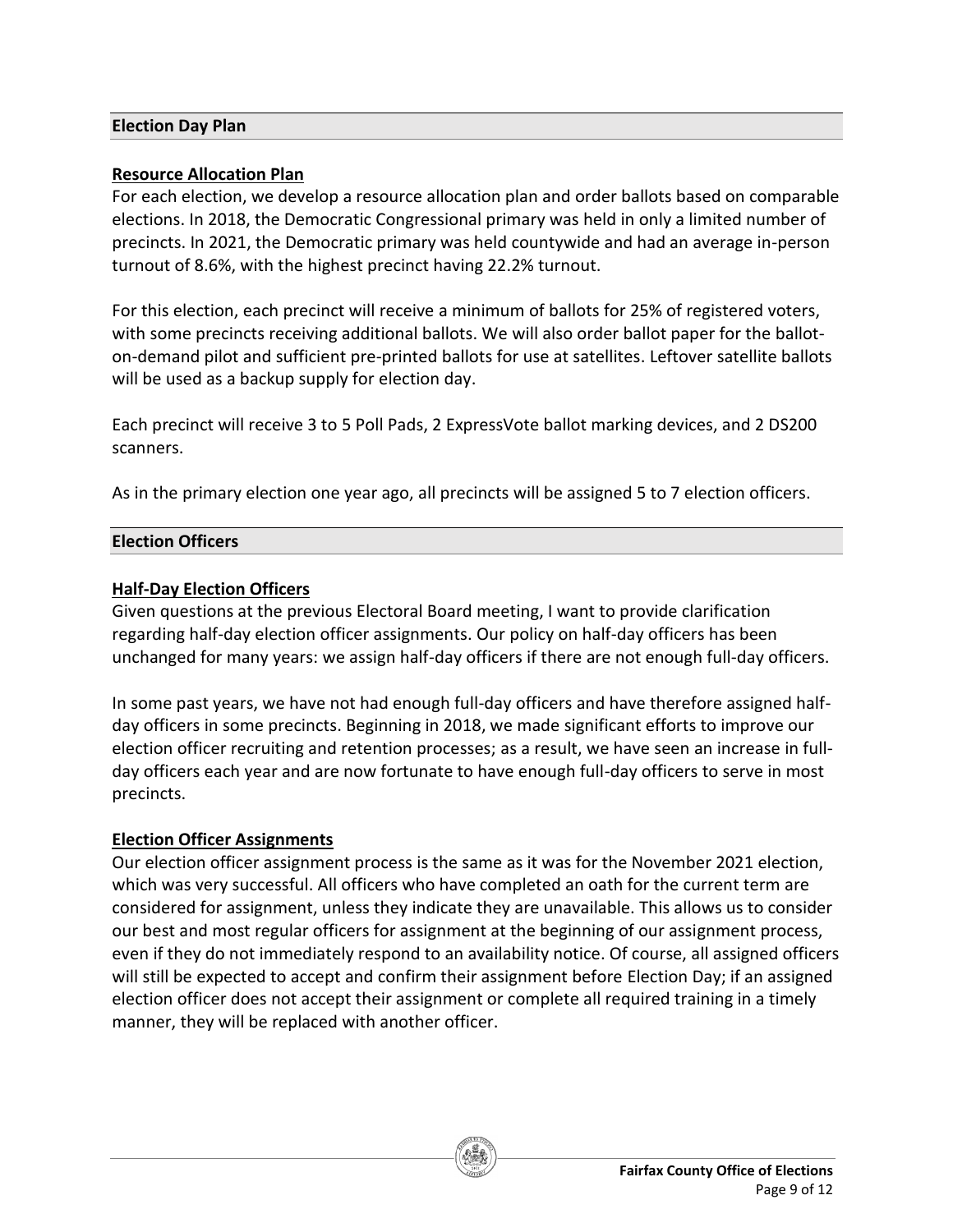## Election Day Plan

### Resource Allocation Plan

For each election, we develop a resource allocation plan and order ballots based on comparable elections. In 2018, the Democratic Congressional primary was held in only a limited number of precincts. In 2021, the Democratic primary was held countywide and had an average in-person turnout of 8.6%, with the highest precinct having 22.2% turnout.

For this election, each precinct will receive a minimum of ballots for 25% of registered voters, with some precincts receiving additional ballots. We will also order ballot paper for the ballot-on-demand pilot and sufficient pre-printed ballots for use at satellites. Leftover satellite ballots will be used as a backup supply for election day.

Each precinct will receive 3 to 5 Poll Pads, 2 ExpressVote ballot marking devices, and 2 DS200 scanners.

As in the primary election one year ago, all precincts will be assigned 5 to 7 election officers.

## Election Officers

### Half-Day Election Officers

Given questions at the previous Electoral Board meeting, I want to provide clarification regarding half-day election officer assignments. Our policy on half-day officers has been unchanged for many years: we assign half-day officers if there are not enough full-day officers.

In some past years, we have not had enough full-day officers and have therefore assigned half-day officers in some precincts. Beginning in 2018, we made significant efforts to improve our election officer recruiting and retention processes; as a result, we have seen an increase in full-day officers each year and are now fortunate to have enough full-day officers to serve in most precincts.

### Election Officer Assignments

Our election officer assignment process is the same as it was for the November 2021 election, which was very successful. All officers who have completed an oath for the current term are considered for assignment, unless they indicate they are unavailable. This allows us to consider our best and most regular officers for assignment at the beginning of our assignment process, even if they do not immediately respond to an availability notice. Of course, all assigned officers will still be expected to accept and confirm their assignment before Election Day; if an assigned election officer does not accept their assignment or complete all required training in a timely manner, they will be replaced with another officer.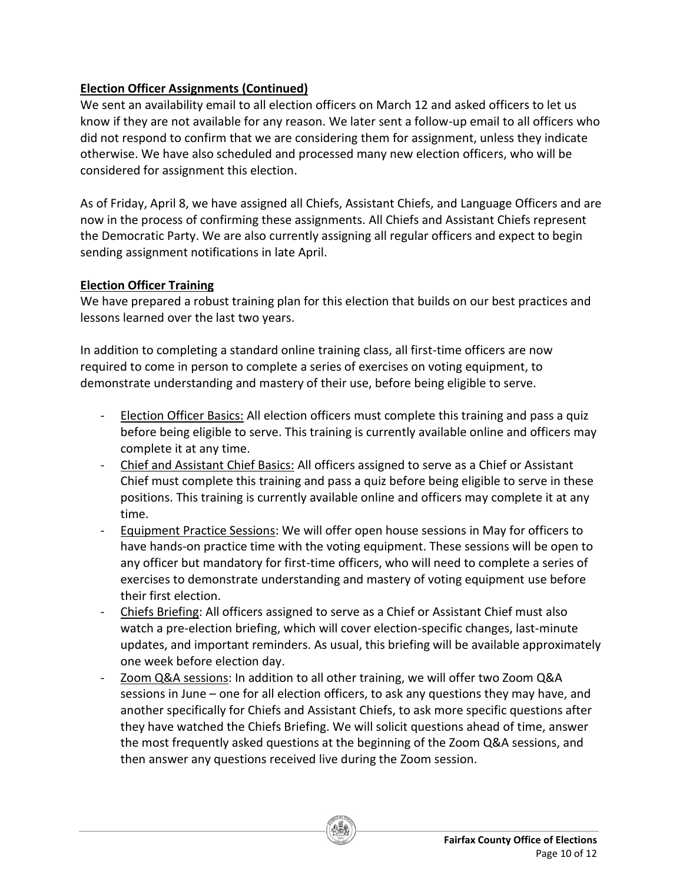**Election Officer Assignments (Continued)**

We sent an availability email to all election officers on March 12 and asked officers to let us know if they are not available for any reason. We later sent a follow-up email to all officers who did not respond to confirm that we are considering them for assignment, unless they indicate otherwise. We have also scheduled and processed many new election officers, who will be considered for assignment this election.

As of Friday, April 8, we have assigned all Chiefs, Assistant Chiefs, and Language Officers and are now in the process of confirming these assignments. All Chiefs and Assistant Chiefs represent the Democratic Party. We are also currently assigning all regular officers and expect to begin sending assignment notifications in late April.

**Election Officer Training**

We have prepared a robust training plan for this election that builds on our best practices and lessons learned over the last two years.

In addition to completing a standard online training class, all first-time officers are now required to come in person to complete a series of exercises on voting equipment, to demonstrate understanding and mastery of their use, before being eligible to serve.

- Election Officer Basics: All election officers must complete this training and pass a quiz before being eligible to serve. This training is currently available online and officers may complete it at any time.
- Chief and Assistant Chief Basics: All officers assigned to serve as a Chief or Assistant Chief must complete this training and pass a quiz before being eligible to serve in these positions. This training is currently available online and officers may complete it at any time.
- Equipment Practice Sessions: We will offer open house sessions in May for officers to have hands-on practice time with the voting equipment. These sessions will be open to any officer but mandatory for first-time officers, who will need to complete a series of exercises to demonstrate understanding and mastery of voting equipment use before their first election.
- Chiefs Briefing: All officers assigned to serve as a Chief or Assistant Chief must also watch a pre-election briefing, which will cover election-specific changes, last-minute updates, and important reminders. As usual, this briefing will be available approximately one week before election day.
- Zoom Q&A sessions: In addition to all other training, we will offer two Zoom Q&A sessions in June – one for all election officers, to ask any questions they may have, and another specifically for Chiefs and Assistant Chiefs, to ask more specific questions after they have watched the Chiefs Briefing. We will solicit questions ahead of time, answer the most frequently asked questions at the beginning of the Zoom Q&A sessions, and then answer any questions received live during the Zoom session.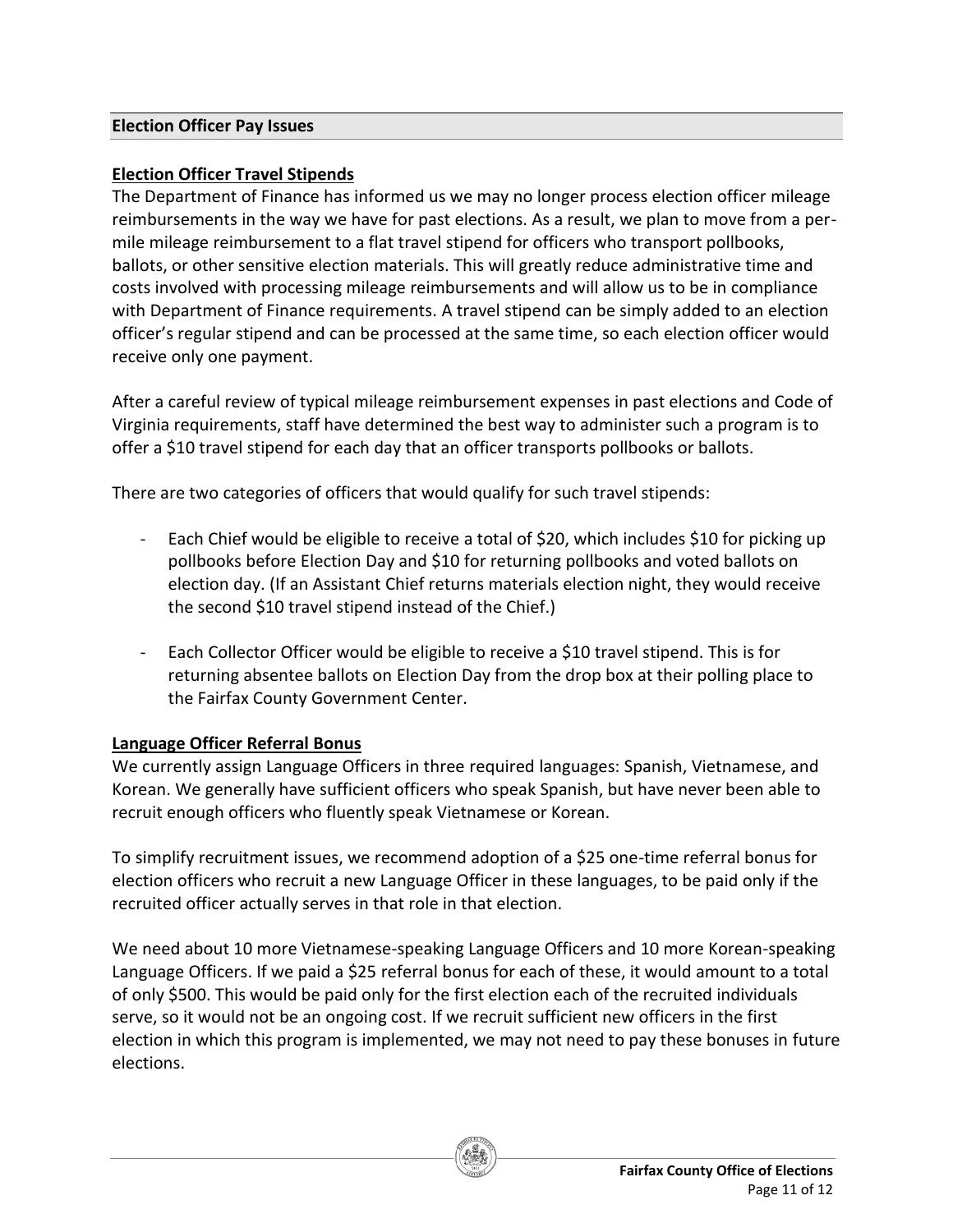## Election Officer Pay Issues

### Election Officer Travel Stipends

The Department of Finance has informed us we may no longer process election officer mileage reimbursements in the way we have for past elections. As a result, we plan to move from a per-mile mileage reimbursement to a flat travel stipend for officers who transport pollbooks, ballots, or other sensitive election materials. This will greatly reduce administrative time and costs involved with processing mileage reimbursements and will allow us to be in compliance with Department of Finance requirements. A travel stipend can be simply added to an election officer's regular stipend and can be processed at the same time, so each election officer would receive only one payment.

After a careful review of typical mileage reimbursement expenses in past elections and Code of Virginia requirements, staff have determined the best way to administer such a program is to offer a $10 travel stipend for each day that an officer transports pollbooks or ballots.

There are two categories of officers that would qualify for such travel stipends:

- Each Chief would be eligible to receive a total of $20, which includes $10 for picking up pollbooks before Election Day and $10 for returning pollbooks and voted ballots on election day. (If an Assistant Chief returns materials election night, they would receive the second $10 travel stipend instead of the Chief.)

- Each Collector Officer would be eligible to receive a $10 travel stipend. This is for returning absentee ballots on Election Day from the drop box at their polling place to the Fairfax County Government Center.

### Language Officer Referral Bonus

We currently assign Language Officers in three required languages: Spanish, Vietnamese, and Korean. We generally have sufficient officers who speak Spanish, but have never been able to recruit enough officers who fluently speak Vietnamese or Korean.

To simplify recruitment issues, we recommend adoption of a $25 one-time referral bonus for election officers who recruit a new Language Officer in these languages, to be paid only if the recruited officer actually serves in that role in that election.

We need about 10 more Vietnamese-speaking Language Officers and 10 more Korean-speaking Language Officers. If we paid a $25 referral bonus for each of these, it would amount to a total of only $500. This would be paid only for the first election each of the recruited individuals serve, so it would not be an ongoing cost. If we recruit sufficient new officers in the first election in which this program is implemented, we may not need to pay these bonuses in future elections.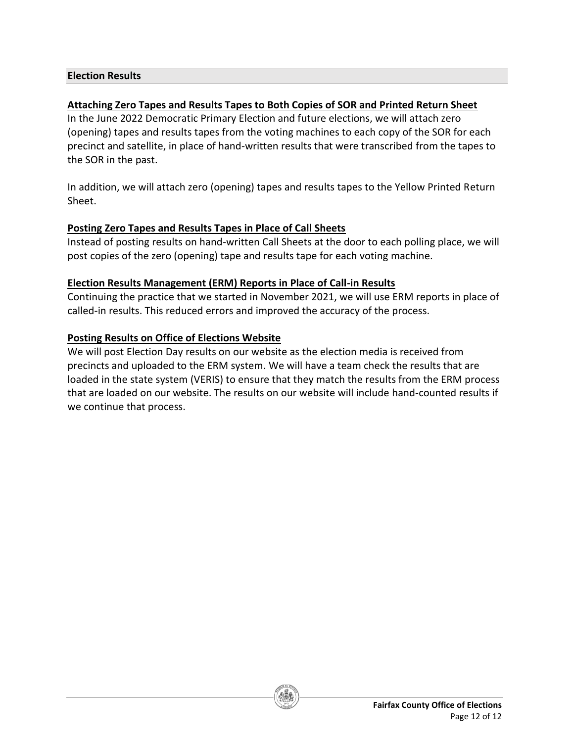## Election Results

**Attaching Zero Tapes and Results Tapes to Both Copies of SOR and Printed Return Sheet**

In the June 2022 Democratic Primary Election and future elections, we will attach zero (opening) tapes and results tapes from the voting machines to each copy of the SOR for each precinct and satellite, in place of hand-written results that were transcribed from the tapes to the SOR in the past.

In addition, we will attach zero (opening) tapes and results tapes to the Yellow Printed Return Sheet.

**Posting Zero Tapes and Results Tapes in Place of Call Sheets**

Instead of posting results on hand-written Call Sheets at the door to each polling place, we will post copies of the zero (opening) tape and results tape for each voting machine.

**Election Results Management (ERM) Reports in Place of Call-in Results**

Continuing the practice that we started in November 2021, we will use ERM reports in place of called-in results. This reduced errors and improved the accuracy of the process.

**Posting Results on Office of Elections Website**

We will post Election Day results on our website as the election media is received from precincts and uploaded to the ERM system. We will have a team check the results that are loaded in the state system (VERIS) to ensure that they match the results from the ERM process that are loaded on our website. The results on our website will include hand-counted results if we continue that process.